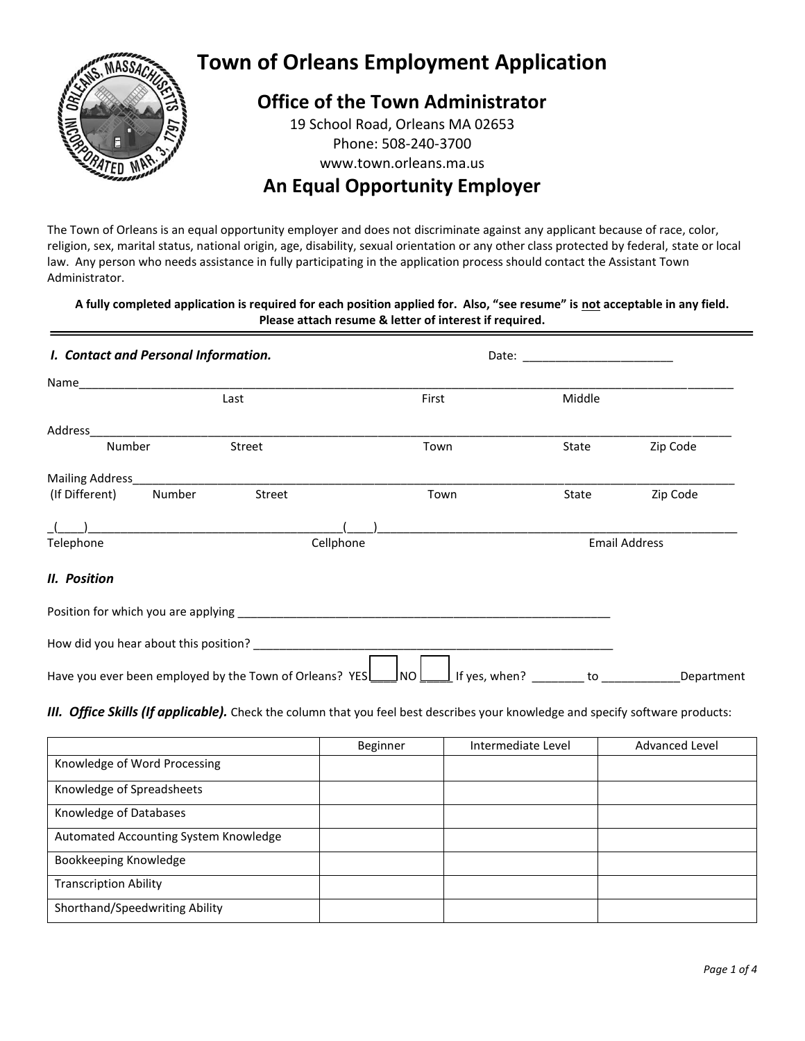# Town of Orleans Employment Application

## Office of the Town Administrator

19 School Road, Orleans MA 02653
Phone: 508-240-3700
www.town.orleans.ma.us

## An Equal Opportunity Employer

The Town of Orleans is an equal opportunity employer and does not discriminate against any applicant because of race, color, religion, sex, marital status, national origin, age, disability, sexual orientation or any other class protected by federal, state or local law. Any person who needs assistance in fully participating in the application process should contact the Assistant Town Administrator.

**A fully completed application is required for each position applied for. Also, "see resume" is not acceptable in any field. Please attach resume & letter of interest if required.**

---

***I. Contact and Personal Information.*** Date: _______________________

Name______________________________________________________________________________
Last First Middle

Address____________________________________________________________________________
Number Street Town State Zip Code

Mailing Address______________________________________________________________________
(If Different) Number Street Town State Zip Code

_(____)______________________________________(____)_______________________________________
Telephone Cellphone Email Address

***II. Position***

Position for which you are applying ___________________________________________________________

How did you hear about this position? _________________________________________________________

Have you ever been employed by the Town of Orleans? YES____ NO _____ If yes, when? ________ to ____________Department

***III. Office Skills (If applicable).*** Check the column that you feel best describes your knowledge and specify software products:

| | Beginner | Intermediate Level | Advanced Level |
|---|---|---|---|
| Knowledge of Word Processing | | | |
| Knowledge of Spreadsheets | | | |
| Knowledge of Databases | | | |
| Automated Accounting System Knowledge | | | |
| Bookkeeping Knowledge | | | |
| Transcription Ability | | | |
| Shorthand/Speedwriting Ability | | | |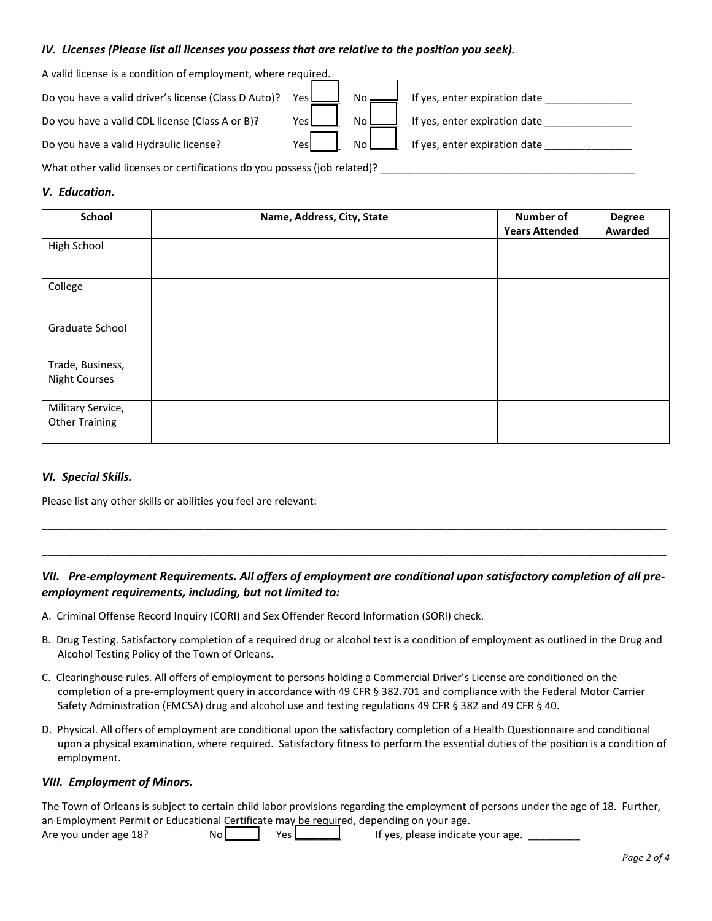### *IV. Licenses (Please list all licenses you possess that are relative to the position you seek).*

A valid license is a condition of employment, where required.

Do you have a valid driver's license (Class D Auto)? Yes ☐ No ☐ If yes, enter expiration date _______________

Do you have a valid CDL license (Class A or B)? Yes ☐ No ☐ If yes, enter expiration date _______________

Do you have a valid Hydraulic license? Yes ☐ No ☐ If yes, enter expiration date _______________

What other valid licenses or certifications do you possess (job related)? _____________________________________________

### *V. Education.*

| School | Name, Address, City, State | Number of Years Attended | Degree Awarded |
|---|---|---|---|
| High School | | | |
| College | | | |
| Graduate School | | | |
| Trade, Business, Night Courses | | | |
| Military Service, Other Training | | | |

### *VI. Special Skills.*

Please list any other skills or abilities you feel are relevant:

_____________________________________________________________________________________________________________

_____________________________________________________________________________________________________________

### *VII. Pre-employment Requirements. All offers of employment are conditional upon satisfactory completion of all pre-employment requirements, including, but not limited to:*

A. Criminal Offense Record Inquiry (CORI) and Sex Offender Record Information (SORI) check.

B. Drug Testing. Satisfactory completion of a required drug or alcohol test is a condition of employment as outlined in the Drug and Alcohol Testing Policy of the Town of Orleans.

C. Clearinghouse rules. All offers of employment to persons holding a Commercial Driver's License are conditioned on the completion of a pre-employment query in accordance with 49 CFR § 382.701 and compliance with the Federal Motor Carrier Safety Administration (FMCSA) drug and alcohol use and testing regulations 49 CFR § 382 and 49 CFR § 40.

D. Physical. All offers of employment are conditional upon the satisfactory completion of a Health Questionnaire and conditional upon a physical examination, where required. Satisfactory fitness to perform the essential duties of the position is a condition of employment.

### *VIII. Employment of Minors.*

The Town of Orleans is subject to certain child labor provisions regarding the employment of persons under the age of 18. Further, an Employment Permit or Educational Certificate may be required, depending on your age.

Are you under age 18? No ☐ Yes ☐ If yes, please indicate your age. _________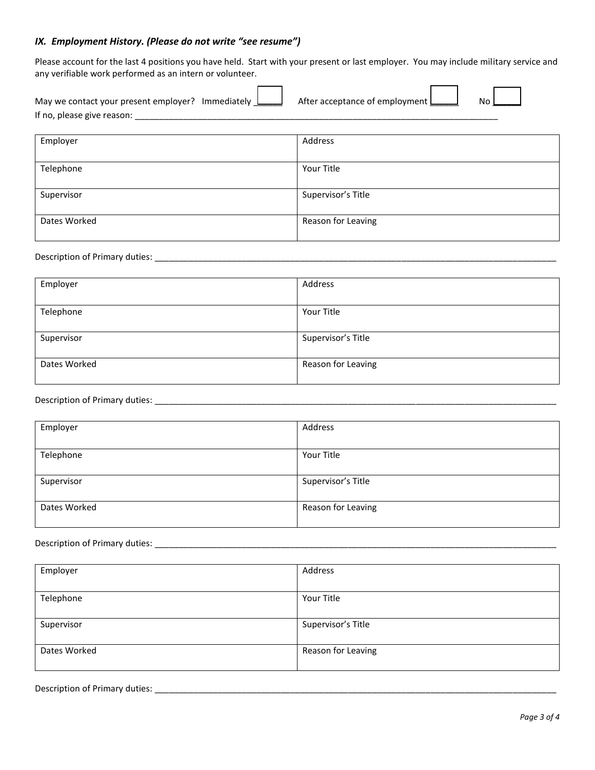### *IX. Employment History. (Please do not write "see resume")*

Please account for the last 4 positions you have held. Start with your present or last employer. You may include military service and any verifiable work performed as an intern or volunteer.

May we contact your present employer? Immediately ☐ After acceptance of employment ☐ No ☐

If no, please give reason: ______________________________________________________________________________

| Employer | Address |
|---|---|
| Telephone | Your Title |
| Supervisor | Supervisor's Title |
| Dates Worked | Reason for Leaving |

Description of Primary duties: ________________________________________________________________________________________

| Employer | Address |
|---|---|
| Telephone | Your Title |
| Supervisor | Supervisor's Title |
| Dates Worked | Reason for Leaving |

Description of Primary duties: ________________________________________________________________________________________

| Employer | Address |
|---|---|
| Telephone | Your Title |
| Supervisor | Supervisor's Title |
| Dates Worked | Reason for Leaving |

Description of Primary duties: ________________________________________________________________________________________

| Employer | Address |
|---|---|
| Telephone | Your Title |
| Supervisor | Supervisor's Title |
| Dates Worked | Reason for Leaving |

Description of Primary duties: ________________________________________________________________________________________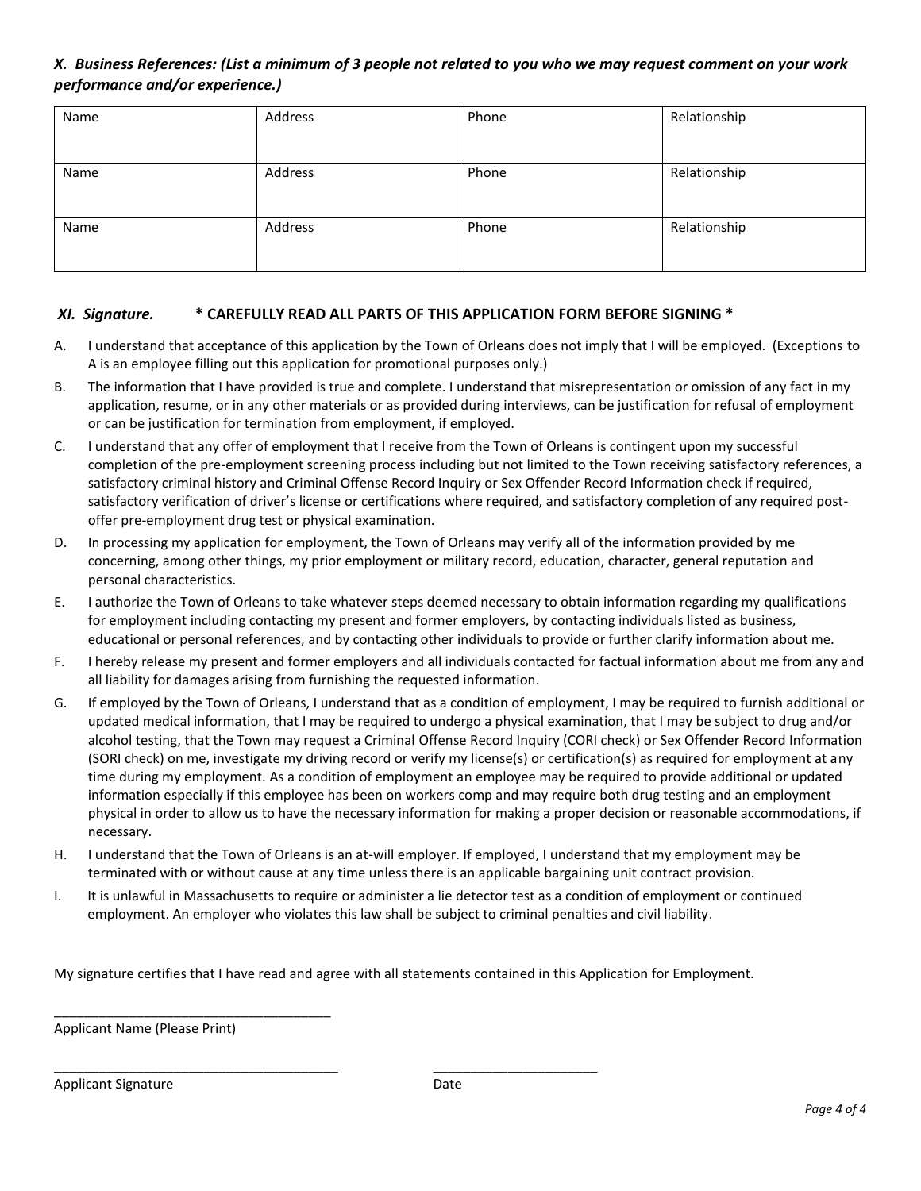### *X. Business References: (List a minimum of 3 people not related to you who we may request comment on your work performance and/or experience.)*

| | | | |
|---|---|---|---|
| Name | Address | Phone | Relationship |
| Name | Address | Phone | Relationship |
| Name | Address | Phone | Relationship |

### *XI. Signature.* **\* CAREFULLY READ ALL PARTS OF THIS APPLICATION FORM BEFORE SIGNING \***

A. I understand that acceptance of this application by the Town of Orleans does not imply that I will be employed. (Exceptions to A is an employee filling out this application for promotional purposes only.)

B. The information that I have provided is true and complete. I understand that misrepresentation or omission of any fact in my application, resume, or in any other materials or as provided during interviews, can be justification for refusal of employment or can be justification for termination from employment, if employed.

C. I understand that any offer of employment that I receive from the Town of Orleans is contingent upon my successful completion of the pre-employment screening process including but not limited to the Town receiving satisfactory references, a satisfactory criminal history and Criminal Offense Record Inquiry or Sex Offender Record Information check if required, satisfactory verification of driver's license or certifications where required, and satisfactory completion of any required post-offer pre-employment drug test or physical examination.

D. In processing my application for employment, the Town of Orleans may verify all of the information provided by me concerning, among other things, my prior employment or military record, education, character, general reputation and personal characteristics.

E. I authorize the Town of Orleans to take whatever steps deemed necessary to obtain information regarding my qualifications for employment including contacting my present and former employers, by contacting individuals listed as business, educational or personal references, and by contacting other individuals to provide or further clarify information about me.

F. I hereby release my present and former employers and all individuals contacted for factual information about me from any and all liability for damages arising from furnishing the requested information.

G. If employed by the Town of Orleans, I understand that as a condition of employment, I may be required to furnish additional or updated medical information, that I may be required to undergo a physical examination, that I may be subject to drug and/or alcohol testing, that the Town may request a Criminal Offense Record Inquiry (CORI check) or Sex Offender Record Information (SORI check) on me, investigate my driving record or verify my license(s) or certification(s) as required for employment at any time during my employment. As a condition of employment an employee may be required to provide additional or updated information especially if this employee has been on workers comp and may require both drug testing and an employment physical in order to allow us to have the necessary information for making a proper decision or reasonable accommodations, if necessary.

H. I understand that the Town of Orleans is an at-will employer. If employed, I understand that my employment may be terminated with or without cause at any time unless there is an applicable bargaining unit contract provision.

I. It is unlawful in Massachusetts to require or administer a lie detector test as a condition of employment or continued employment. An employer who violates this law shall be subject to criminal penalties and civil liability.

My signature certifies that I have read and agree with all statements contained in this Application for Employment.

\_\_\_\_\_\_\_\_\_\_\_\_\_\_\_\_\_\_\_\_\_\_\_\_\_\_\_\_\_\_\_\_\_\_\_\_\_\_
Applicant Name (Please Print)

\_\_\_\_\_\_\_\_\_\_\_\_\_\_\_\_\_\_\_\_\_\_\_\_\_\_\_\_\_\_\_\_\_\_\_\_\_\_ \_\_\_\_\_\_\_\_\_\_\_\_\_\_\_\_\_\_\_\_\_\_
Applicant Signature Date